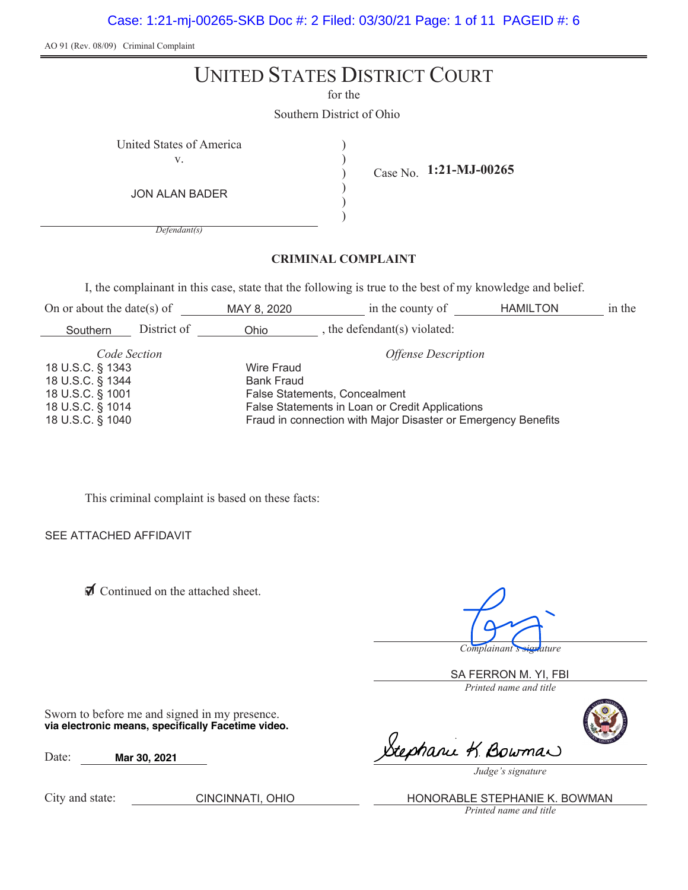AO 91 (Rev. 08/09) Criminal Complaint

# UNITED STATES DISTRICT COURT

for the

Southern District of Ohio

United States of America
v.

JON ALAN BADER

*Defendant(s)*

Case No. **1:21-MJ-00265**

## CRIMINAL COMPLAINT

I, the complainant in this case, state that the following is true to the best of my knowledge and belief.

On or about the date(s) of MAY 8, 2020 in the county of HAMILTON in the Southern District of Ohio, the defendant(s) violated:

| *Code Section* | *Offense Description* |
|---|---|
| 18 U.S.C. § 1343 | Wire Fraud |
| 18 U.S.C. § 1344 | Bank Fraud |
| 18 U.S.C. § 1001 | False Statements, Concealment |
| 18 U.S.C. § 1014 | False Statements in Loan or Credit Applications |
| 18 U.S.C. § 1040 | Fraud in connection with Major Disaster or Emergency Benefits |

This criminal complaint is based on these facts:

SEE ATTACHED AFFIDAVIT

☑ Continued on the attached sheet.

*Complainant's signature*

SA FERRON M. YI, FBI
*Printed name and title*

Sworn to before me and signed in my presence.
**via electronic means, specifically Facetime video.**

Date: **Mar 30, 2021**

*Judge's signature*

City and state: CINCINNATI, OHIO

HONORABLE STEPHANIE K. BOWMAN
*Printed name and title*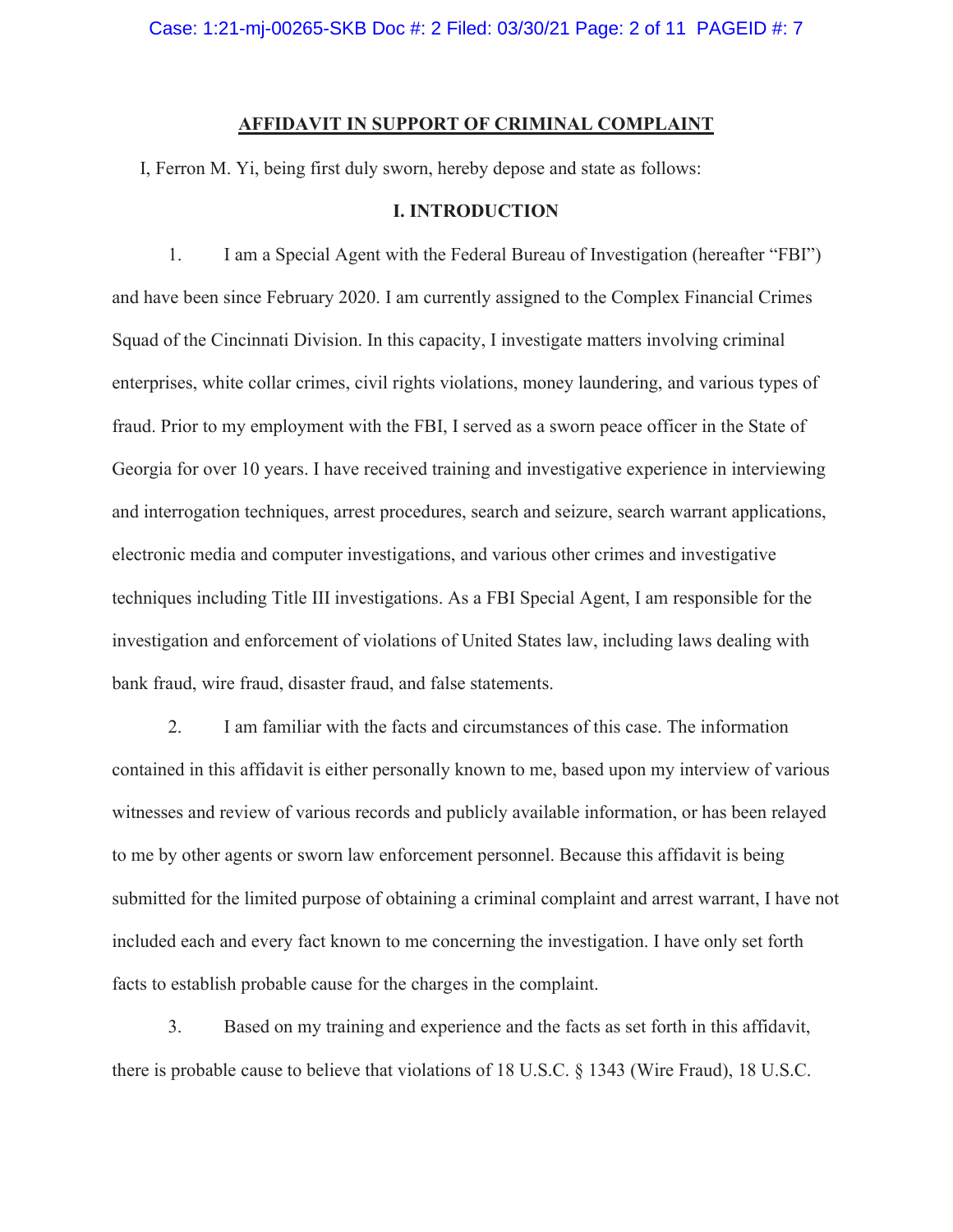## AFFIDAVIT IN SUPPORT OF CRIMINAL COMPLAINT

I, Ferron M. Yi, being first duly sworn, hereby depose and state as follows:

### I. INTRODUCTION

1. I am a Special Agent with the Federal Bureau of Investigation (hereafter "FBI") and have been since February 2020. I am currently assigned to the Complex Financial Crimes Squad of the Cincinnati Division. In this capacity, I investigate matters involving criminal enterprises, white collar crimes, civil rights violations, money laundering, and various types of fraud. Prior to my employment with the FBI, I served as a sworn peace officer in the State of Georgia for over 10 years. I have received training and investigative experience in interviewing and interrogation techniques, arrest procedures, search and seizure, search warrant applications, electronic media and computer investigations, and various other crimes and investigative techniques including Title III investigations. As a FBI Special Agent, I am responsible for the investigation and enforcement of violations of United States law, including laws dealing with bank fraud, wire fraud, disaster fraud, and false statements.

2. I am familiar with the facts and circumstances of this case. The information contained in this affidavit is either personally known to me, based upon my interview of various witnesses and review of various records and publicly available information, or has been relayed to me by other agents or sworn law enforcement personnel. Because this affidavit is being submitted for the limited purpose of obtaining a criminal complaint and arrest warrant, I have not included each and every fact known to me concerning the investigation. I have only set forth facts to establish probable cause for the charges in the complaint.

3. Based on my training and experience and the facts as set forth in this affidavit, there is probable cause to believe that violations of 18 U.S.C. § 1343 (Wire Fraud), 18 U.S.C.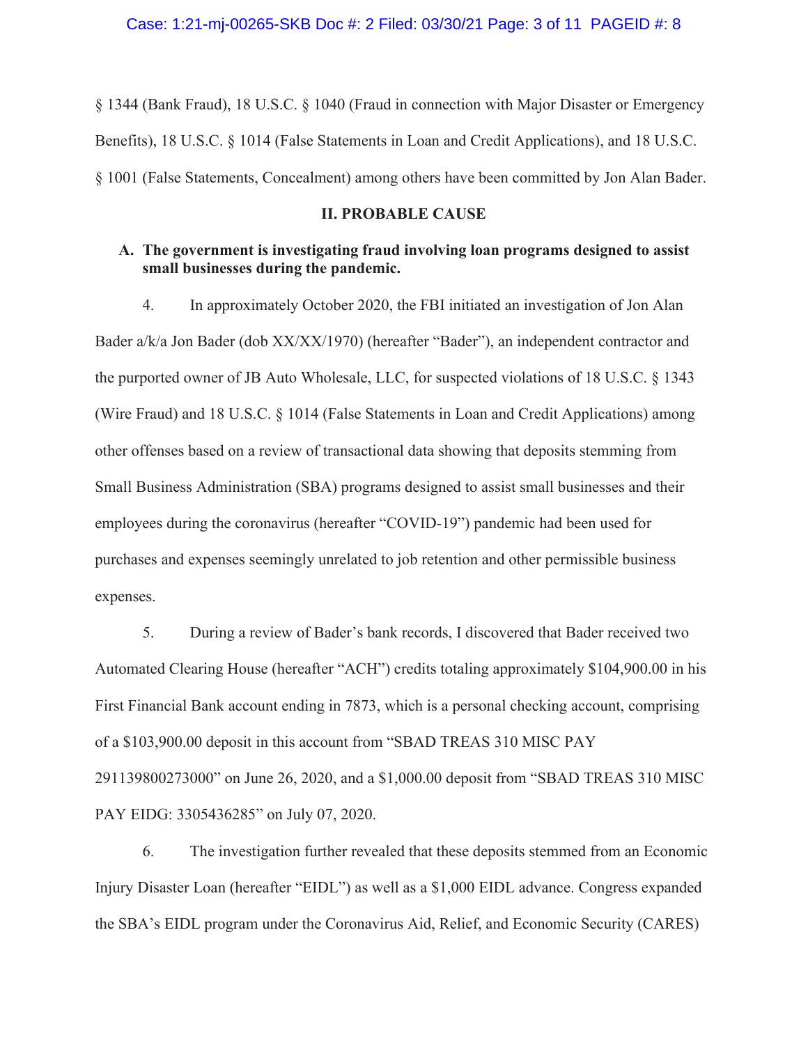§ 1344 (Bank Fraud), 18 U.S.C. § 1040 (Fraud in connection with Major Disaster or Emergency Benefits), 18 U.S.C. § 1014 (False Statements in Loan and Credit Applications), and 18 U.S.C. § 1001 (False Statements, Concealment) among others have been committed by Jon Alan Bader.

## II. PROBABLE CAUSE

### A. The government is investigating fraud involving loan programs designed to assist small businesses during the pandemic.

4. In approximately October 2020, the FBI initiated an investigation of Jon Alan Bader a/k/a Jon Bader (dob XX/XX/1970) (hereafter "Bader"), an independent contractor and the purported owner of JB Auto Wholesale, LLC, for suspected violations of 18 U.S.C. § 1343 (Wire Fraud) and 18 U.S.C. § 1014 (False Statements in Loan and Credit Applications) among other offenses based on a review of transactional data showing that deposits stemming from Small Business Administration (SBA) programs designed to assist small businesses and their employees during the coronavirus (hereafter "COVID-19") pandemic had been used for purchases and expenses seemingly unrelated to job retention and other permissible business expenses.

5. During a review of Bader's bank records, I discovered that Bader received two Automated Clearing House (hereafter "ACH") credits totaling approximately $104,900.00 in his First Financial Bank account ending in 7873, which is a personal checking account, comprising of a $103,900.00 deposit in this account from "SBAD TREAS 310 MISC PAY 291139800273000" on June 26, 2020, and a $1,000.00 deposit from "SBAD TREAS 310 MISC PAY EIDG: 3305436285" on July 07, 2020.

6. The investigation further revealed that these deposits stemmed from an Economic Injury Disaster Loan (hereafter "EIDL") as well as a $1,000 EIDL advance. Congress expanded the SBA's EIDL program under the Coronavirus Aid, Relief, and Economic Security (CARES)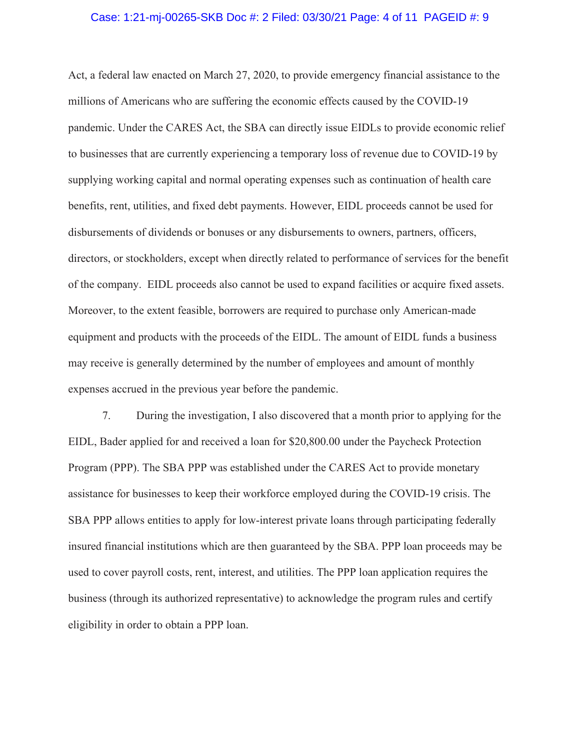Act, a federal law enacted on March 27, 2020, to provide emergency financial assistance to the millions of Americans who are suffering the economic effects caused by the COVID-19 pandemic. Under the CARES Act, the SBA can directly issue EIDLs to provide economic relief to businesses that are currently experiencing a temporary loss of revenue due to COVID-19 by supplying working capital and normal operating expenses such as continuation of health care benefits, rent, utilities, and fixed debt payments. However, EIDL proceeds cannot be used for disbursements of dividends or bonuses or any disbursements to owners, partners, officers, directors, or stockholders, except when directly related to performance of services for the benefit of the company. EIDL proceeds also cannot be used to expand facilities or acquire fixed assets. Moreover, to the extent feasible, borrowers are required to purchase only American-made equipment and products with the proceeds of the EIDL. The amount of EIDL funds a business may receive is generally determined by the number of employees and amount of monthly expenses accrued in the previous year before the pandemic.

7. During the investigation, I also discovered that a month prior to applying for the EIDL, Bader applied for and received a loan for $20,800.00 under the Paycheck Protection Program (PPP). The SBA PPP was established under the CARES Act to provide monetary assistance for businesses to keep their workforce employed during the COVID-19 crisis. The SBA PPP allows entities to apply for low-interest private loans through participating federally insured financial institutions which are then guaranteed by the SBA. PPP loan proceeds may be used to cover payroll costs, rent, interest, and utilities. The PPP loan application requires the business (through its authorized representative) to acknowledge the program rules and certify eligibility in order to obtain a PPP loan.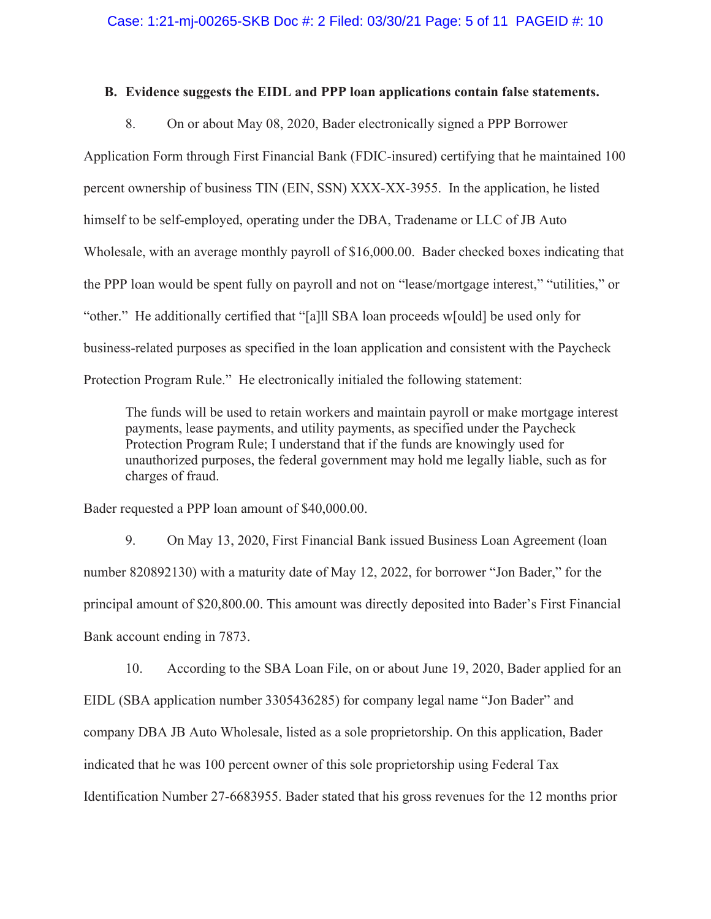### B. Evidence suggests the EIDL and PPP loan applications contain false statements.

8. On or about May 08, 2020, Bader electronically signed a PPP Borrower Application Form through First Financial Bank (FDIC-insured) certifying that he maintained 100 percent ownership of business TIN (EIN, SSN) XXX-XX-3955. In the application, he listed himself to be self-employed, operating under the DBA, Tradename or LLC of JB Auto Wholesale, with an average monthly payroll of $16,000.00. Bader checked boxes indicating that the PPP loan would be spent fully on payroll and not on "lease/mortgage interest," "utilities," or "other." He additionally certified that "[a]ll SBA loan proceeds w[ould] be used only for business-related purposes as specified in the loan application and consistent with the Paycheck Protection Program Rule." He electronically initialed the following statement:

> The funds will be used to retain workers and maintain payroll or make mortgage interest payments, lease payments, and utility payments, as specified under the Paycheck Protection Program Rule; I understand that if the funds are knowingly used for unauthorized purposes, the federal government may hold me legally liable, such as for charges of fraud.

Bader requested a PPP loan amount of $40,000.00.

9. On May 13, 2020, First Financial Bank issued Business Loan Agreement (loan number 820892130) with a maturity date of May 12, 2022, for borrower "Jon Bader," for the principal amount of $20,800.00. This amount was directly deposited into Bader's First Financial Bank account ending in 7873.

10. According to the SBA Loan File, on or about June 19, 2020, Bader applied for an EIDL (SBA application number 3305436285) for company legal name "Jon Bader" and company DBA JB Auto Wholesale, listed as a sole proprietorship. On this application, Bader indicated that he was 100 percent owner of this sole proprietorship using Federal Tax Identification Number 27-6683955. Bader stated that his gross revenues for the 12 months prior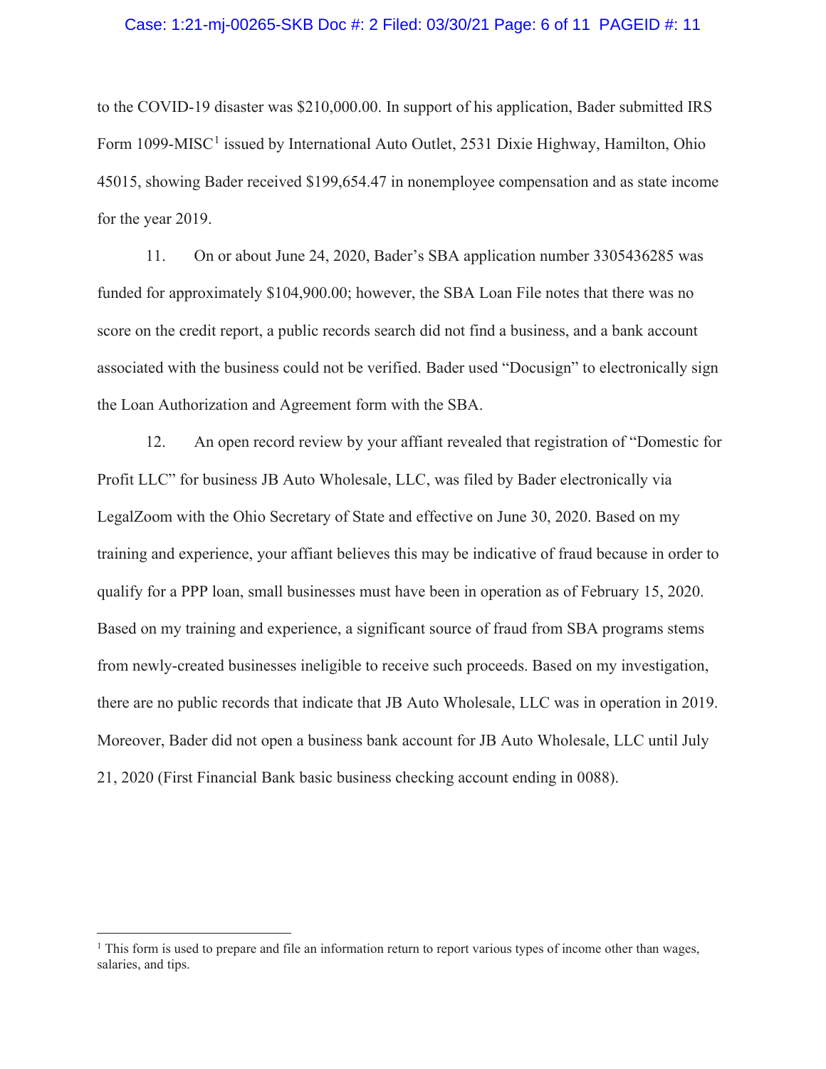to the COVID-19 disaster was $210,000.00. In support of his application, Bader submitted IRS Form 1099-MISC[1] issued by International Auto Outlet, 2531 Dixie Highway, Hamilton, Ohio 45015, showing Bader received $199,654.47 in nonemployee compensation and as state income for the year 2019.

11. On or about June 24, 2020, Bader's SBA application number 3305436285 was funded for approximately $104,900.00; however, the SBA Loan File notes that there was no score on the credit report, a public records search did not find a business, and a bank account associated with the business could not be verified. Bader used "Docusign" to electronically sign the Loan Authorization and Agreement form with the SBA.

12. An open record review by your affiant revealed that registration of "Domestic for Profit LLC" for business JB Auto Wholesale, LLC, was filed by Bader electronically via LegalZoom with the Ohio Secretary of State and effective on June 30, 2020. Based on my training and experience, your affiant believes this may be indicative of fraud because in order to qualify for a PPP loan, small businesses must have been in operation as of February 15, 2020. Based on my training and experience, a significant source of fraud from SBA programs stems from newly-created businesses ineligible to receive such proceeds. Based on my investigation, there are no public records that indicate that JB Auto Wholesale, LLC was in operation in 2019. Moreover, Bader did not open a business bank account for JB Auto Wholesale, LLC until July 21, 2020 (First Financial Bank basic business checking account ending in 0088).

---

[1] This form is used to prepare and file an information return to report various types of income other than wages, salaries, and tips.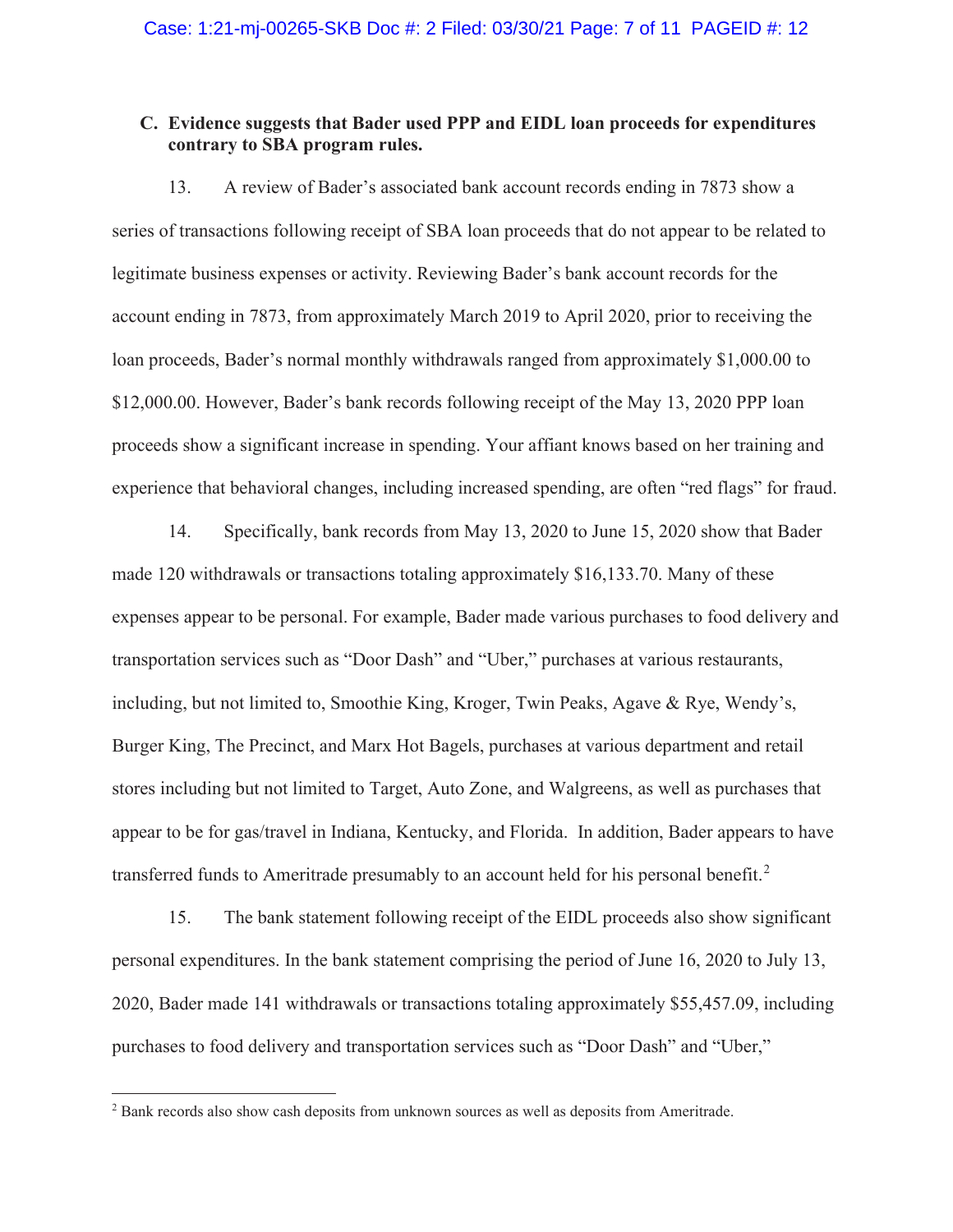### C. Evidence suggests that Bader used PPP and EIDL loan proceeds for expenditures contrary to SBA program rules.

13. A review of Bader's associated bank account records ending in 7873 show a series of transactions following receipt of SBA loan proceeds that do not appear to be related to legitimate business expenses or activity. Reviewing Bader's bank account records for the account ending in 7873, from approximately March 2019 to April 2020, prior to receiving the loan proceeds, Bader's normal monthly withdrawals ranged from approximately $1,000.00 to $12,000.00. However, Bader's bank records following receipt of the May 13, 2020 PPP loan proceeds show a significant increase in spending. Your affiant knows based on her training and experience that behavioral changes, including increased spending, are often "red flags" for fraud.

14. Specifically, bank records from May 13, 2020 to June 15, 2020 show that Bader made 120 withdrawals or transactions totaling approximately $16,133.70. Many of these expenses appear to be personal. For example, Bader made various purchases to food delivery and transportation services such as "Door Dash" and "Uber," purchases at various restaurants, including, but not limited to, Smoothie King, Kroger, Twin Peaks, Agave & Rye, Wendy's, Burger King, The Precinct, and Marx Hot Bagels, purchases at various department and retail stores including but not limited to Target, Auto Zone, and Walgreens, as well as purchases that appear to be for gas/travel in Indiana, Kentucky, and Florida. In addition, Bader appears to have transferred funds to Ameritrade presumably to an account held for his personal benefit.[2]

15. The bank statement following receipt of the EIDL proceeds also show significant personal expenditures. In the bank statement comprising the period of June 16, 2020 to July 13, 2020, Bader made 141 withdrawals or transactions totaling approximately $55,457.09, including purchases to food delivery and transportation services such as "Door Dash" and "Uber,"

---

[2] Bank records also show cash deposits from unknown sources as well as deposits from Ameritrade.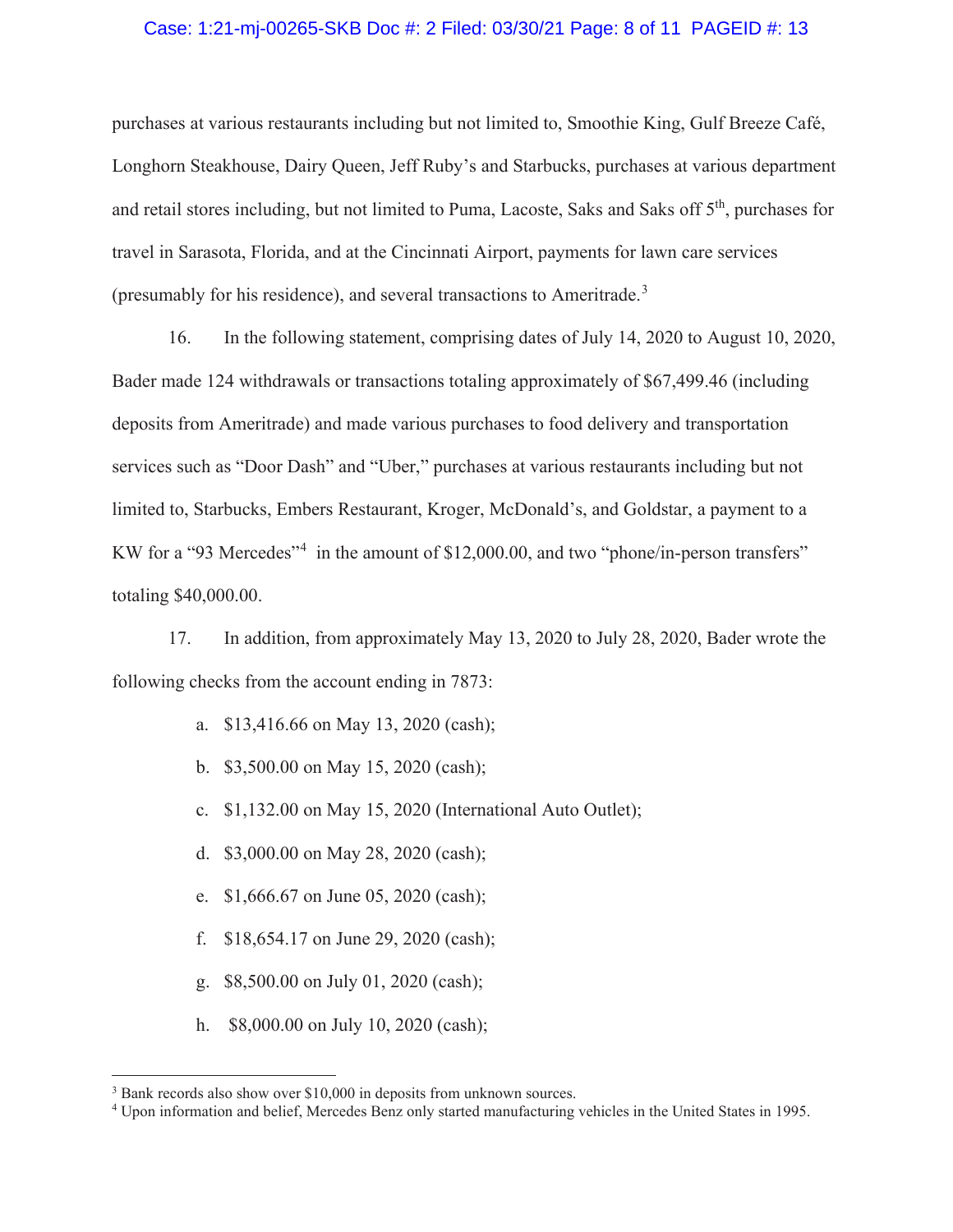purchases at various restaurants including but not limited to, Smoothie King, Gulf Breeze Café, Longhorn Steakhouse, Dairy Queen, Jeff Ruby's and Starbucks, purchases at various department and retail stores including, but not limited to Puma, Lacoste, Saks and Saks off 5th, purchases for travel in Sarasota, Florida, and at the Cincinnati Airport, payments for lawn care services (presumably for his residence), and several transactions to Ameritrade.[3]

16. In the following statement, comprising dates of July 14, 2020 to August 10, 2020, Bader made 124 withdrawals or transactions totaling approximately of $67,499.46 (including deposits from Ameritrade) and made various purchases to food delivery and transportation services such as "Door Dash" and "Uber," purchases at various restaurants including but not limited to, Starbucks, Embers Restaurant, Kroger, McDonald's, and Goldstar, a payment to a KW for a "93 Mercedes"[4] in the amount of $12,000.00, and two "phone/in-person transfers" totaling $40,000.00.

17. In addition, from approximately May 13, 2020 to July 28, 2020, Bader wrote the following checks from the account ending in 7873:

a. $13,416.66 on May 13, 2020 (cash);

b. $3,500.00 on May 15, 2020 (cash);

c. $1,132.00 on May 15, 2020 (International Auto Outlet);

d. $3,000.00 on May 28, 2020 (cash);

e. $1,666.67 on June 05, 2020 (cash);

f. $18,654.17 on June 29, 2020 (cash);

g. $8,500.00 on July 01, 2020 (cash);

h. $8,000.00 on July 10, 2020 (cash);

---

[3] Bank records also show over $10,000 in deposits from unknown sources.

[4] Upon information and belief, Mercedes Benz only started manufacturing vehicles in the United States in 1995.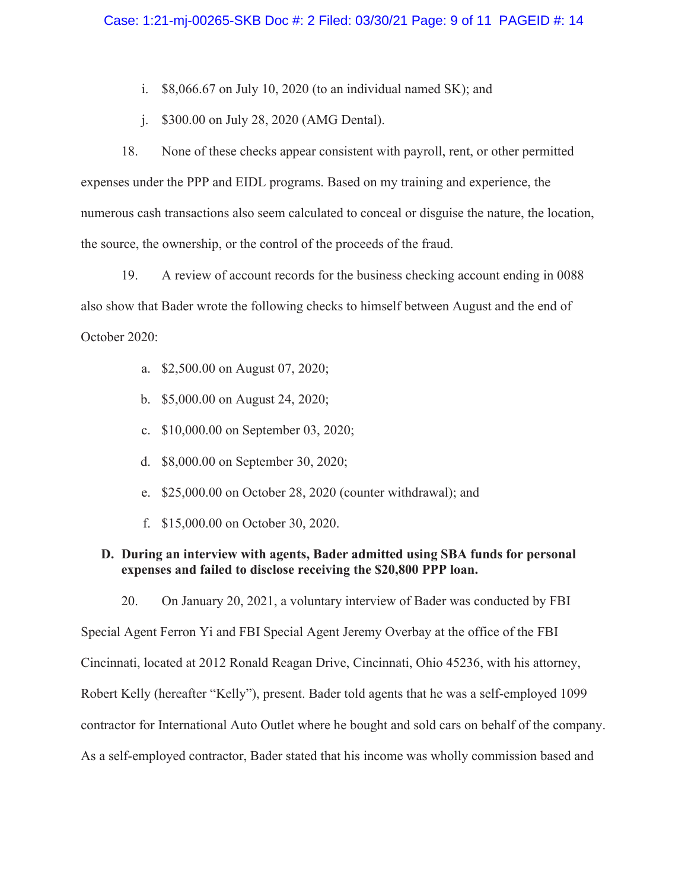i. $8,066.67 on July 10, 2020 (to an individual named SK); and

j. $300.00 on July 28, 2020 (AMG Dental).

18. None of these checks appear consistent with payroll, rent, or other permitted expenses under the PPP and EIDL programs. Based on my training and experience, the numerous cash transactions also seem calculated to conceal or disguise the nature, the location, the source, the ownership, or the control of the proceeds of the fraud.

19. A review of account records for the business checking account ending in 0088 also show that Bader wrote the following checks to himself between August and the end of October 2020:

a. $2,500.00 on August 07, 2020;

b. $5,000.00 on August 24, 2020;

c. $10,000.00 on September 03, 2020;

d. $8,000.00 on September 30, 2020;

e. $25,000.00 on October 28, 2020 (counter withdrawal); and

f. $15,000.00 on October 30, 2020.

**D. During an interview with agents, Bader admitted using SBA funds for personal expenses and failed to disclose receiving the $20,800 PPP loan.**

20. On January 20, 2021, a voluntary interview of Bader was conducted by FBI Special Agent Ferron Yi and FBI Special Agent Jeremy Overbay at the office of the FBI Cincinnati, located at 2012 Ronald Reagan Drive, Cincinnati, Ohio 45236, with his attorney, Robert Kelly (hereafter "Kelly"), present. Bader told agents that he was a self-employed 1099 contractor for International Auto Outlet where he bought and sold cars on behalf of the company. As a self-employed contractor, Bader stated that his income was wholly commission based and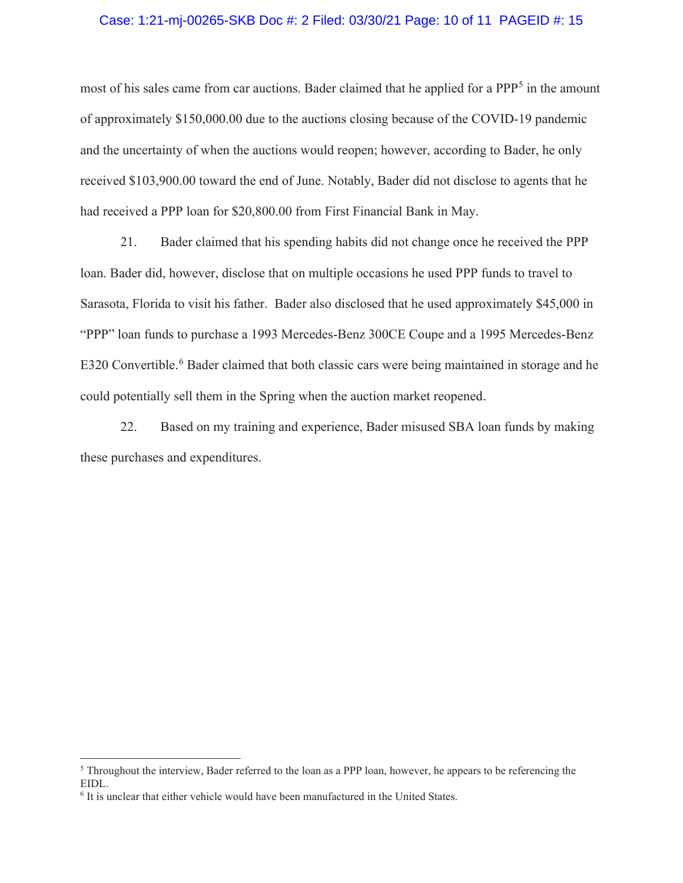most of his sales came from car auctions. Bader claimed that he applied for a PPP[5] in the amount of approximately $150,000.00 due to the auctions closing because of the COVID-19 pandemic and the uncertainty of when the auctions would reopen; however, according to Bader, he only received $103,900.00 toward the end of June. Notably, Bader did not disclose to agents that he had received a PPP loan for $20,800.00 from First Financial Bank in May.

21. Bader claimed that his spending habits did not change once he received the PPP loan. Bader did, however, disclose that on multiple occasions he used PPP funds to travel to Sarasota, Florida to visit his father. Bader also disclosed that he used approximately $45,000 in "PPP" loan funds to purchase a 1993 Mercedes-Benz 300CE Coupe and a 1995 Mercedes-Benz E320 Convertible.[6] Bader claimed that both classic cars were being maintained in storage and he could potentially sell them in the Spring when the auction market reopened.

22. Based on my training and experience, Bader misused SBA loan funds by making these purchases and expenditures.

---

[5] Throughout the interview, Bader referred to the loan as a PPP loan, however, he appears to be referencing the EIDL.

[6] It is unclear that either vehicle would have been manufactured in the United States.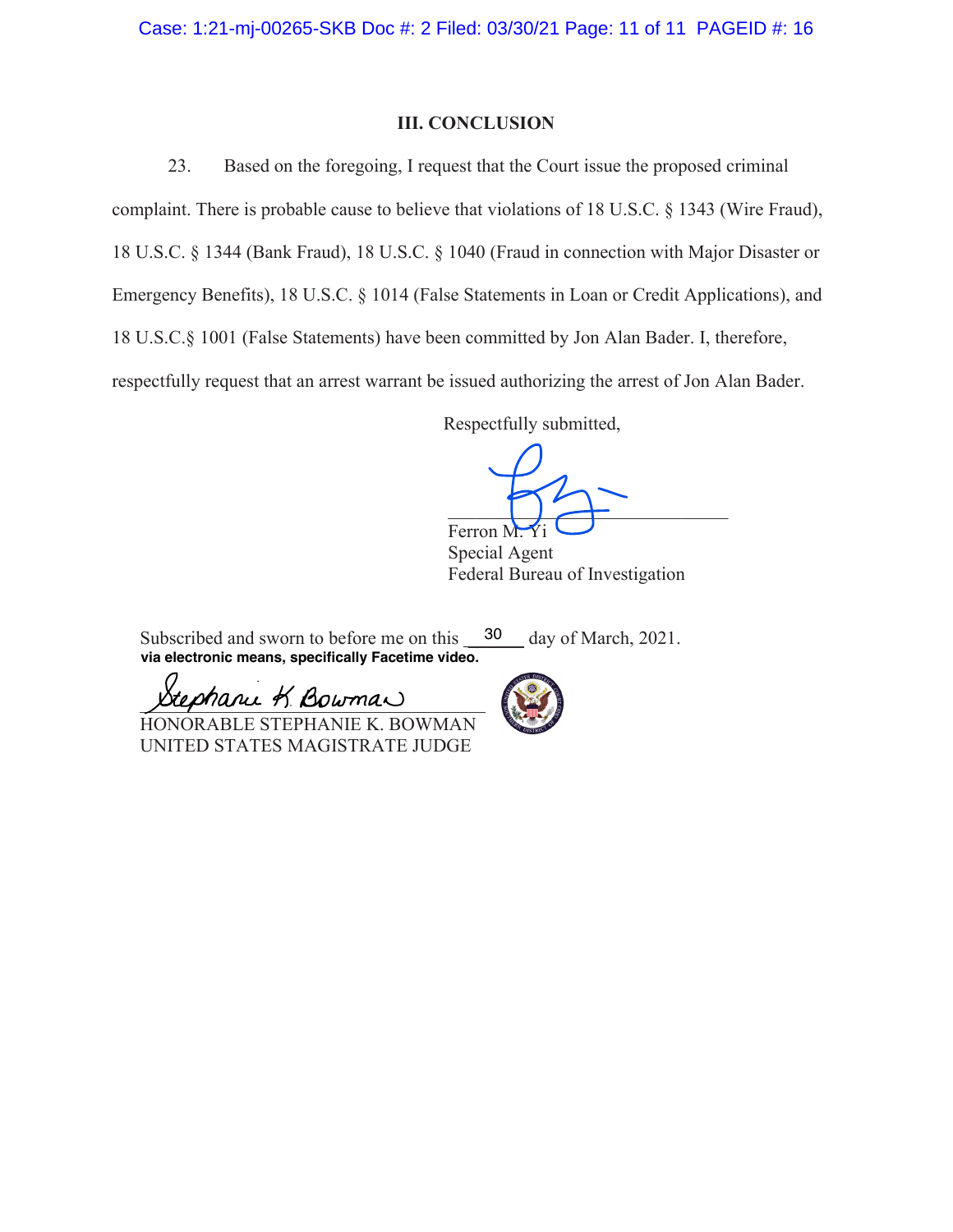## III. CONCLUSION

23. Based on the foregoing, I request that the Court issue the proposed criminal complaint. There is probable cause to believe that violations of 18 U.S.C. § 1343 (Wire Fraud), 18 U.S.C. § 1344 (Bank Fraud), 18 U.S.C. § 1040 (Fraud in connection with Major Disaster or Emergency Benefits), 18 U.S.C. § 1014 (False Statements in Loan or Credit Applications), and 18 U.S.C.§ 1001 (False Statements) have been committed by Jon Alan Bader. I, therefore, respectfully request that an arrest warrant be issued authorizing the arrest of Jon Alan Bader.

Respectfully submitted,

\_\_\_\_\_\_\_\_\_\_\_\_\_\_\_\_\_\_\_\_\_\_\_\_\_\_\_\_\_\_
Ferron M. Yi
Special Agent
Federal Bureau of Investigation

Subscribed and sworn to before me on this 30 day of March, 2021.
**via electronic means, specifically Facetime video.**

\_\_\_\_\_\_\_\_\_\_\_\_\_\_\_\_\_\_\_\_\_\_\_\_\_\_\_\_\_\_
HONORABLE STEPHANIE K. BOWMAN
UNITED STATES MAGISTRATE JUDGE